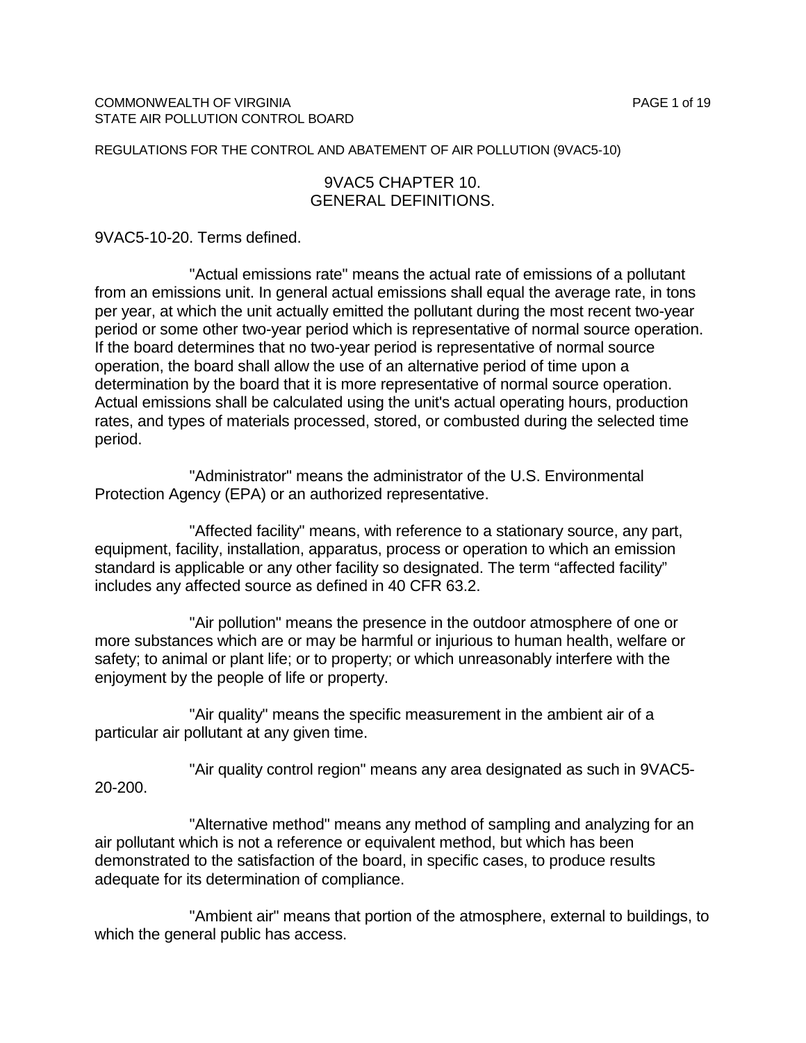COMMONWEALTH OF VIRGINIA
STATE AIR POLLUTION CONTROL BOARD

REGULATIONS FOR THE CONTROL AND ABATEMENT OF AIR POLLUTION (9VAC5-10)

# 9VAC5 CHAPTER 10.
# GENERAL DEFINITIONS.

9VAC5-10-20. Terms defined.

"Actual emissions rate" means the actual rate of emissions of a pollutant from an emissions unit. In general actual emissions shall equal the average rate, in tons per year, at which the unit actually emitted the pollutant during the most recent two-year period or some other two-year period which is representative of normal source operation. If the board determines that no two-year period is representative of normal source operation, the board shall allow the use of an alternative period of time upon a determination by the board that it is more representative of normal source operation. Actual emissions shall be calculated using the unit's actual operating hours, production rates, and types of materials processed, stored, or combusted during the selected time period.

"Administrator" means the administrator of the U.S. Environmental Protection Agency (EPA) or an authorized representative.

"Affected facility" means, with reference to a stationary source, any part, equipment, facility, installation, apparatus, process or operation to which an emission standard is applicable or any other facility so designated. The term "affected facility" includes any affected source as defined in 40 CFR 63.2.

"Air pollution" means the presence in the outdoor atmosphere of one or more substances which are or may be harmful or injurious to human health, welfare or safety; to animal or plant life; or to property; or which unreasonably interfere with the enjoyment by the people of life or property.

"Air quality" means the specific measurement in the ambient air of a particular air pollutant at any given time.

"Air quality control region" means any area designated as such in 9VAC5-20-200.

"Alternative method" means any method of sampling and analyzing for an air pollutant which is not a reference or equivalent method, but which has been demonstrated to the satisfaction of the board, in specific cases, to produce results adequate for its determination of compliance.

"Ambient air" means that portion of the atmosphere, external to buildings, to which the general public has access.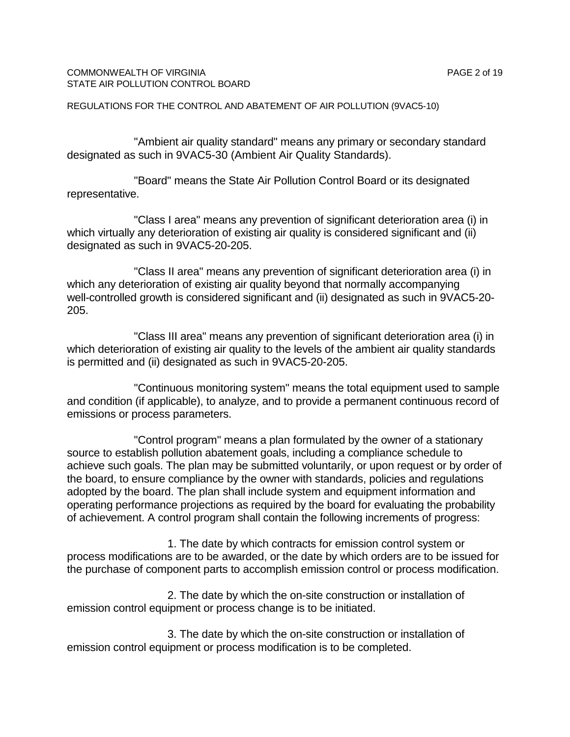"Ambient air quality standard" means any primary or secondary standard designated as such in 9VAC5-30 (Ambient Air Quality Standards).

"Board" means the State Air Pollution Control Board or its designated representative.

"Class I area" means any prevention of significant deterioration area (i) in which virtually any deterioration of existing air quality is considered significant and (ii) designated as such in 9VAC5-20-205.

"Class II area" means any prevention of significant deterioration area (i) in which any deterioration of existing air quality beyond that normally accompanying well-controlled growth is considered significant and (ii) designated as such in 9VAC5-20-205.

"Class III area" means any prevention of significant deterioration area (i) in which deterioration of existing air quality to the levels of the ambient air quality standards is permitted and (ii) designated as such in 9VAC5-20-205.

"Continuous monitoring system" means the total equipment used to sample and condition (if applicable), to analyze, and to provide a permanent continuous record of emissions or process parameters.

"Control program" means a plan formulated by the owner of a stationary source to establish pollution abatement goals, including a compliance schedule to achieve such goals. The plan may be submitted voluntarily, or upon request or by order of the board, to ensure compliance by the owner with standards, policies and regulations adopted by the board. The plan shall include system and equipment information and operating performance projections as required by the board for evaluating the probability of achievement. A control program shall contain the following increments of progress:

1. The date by which contracts for emission control system or process modifications are to be awarded, or the date by which orders are to be issued for the purchase of component parts to accomplish emission control or process modification.

2. The date by which the on-site construction or installation of emission control equipment or process change is to be initiated.

3. The date by which the on-site construction or installation of emission control equipment or process modification is to be completed.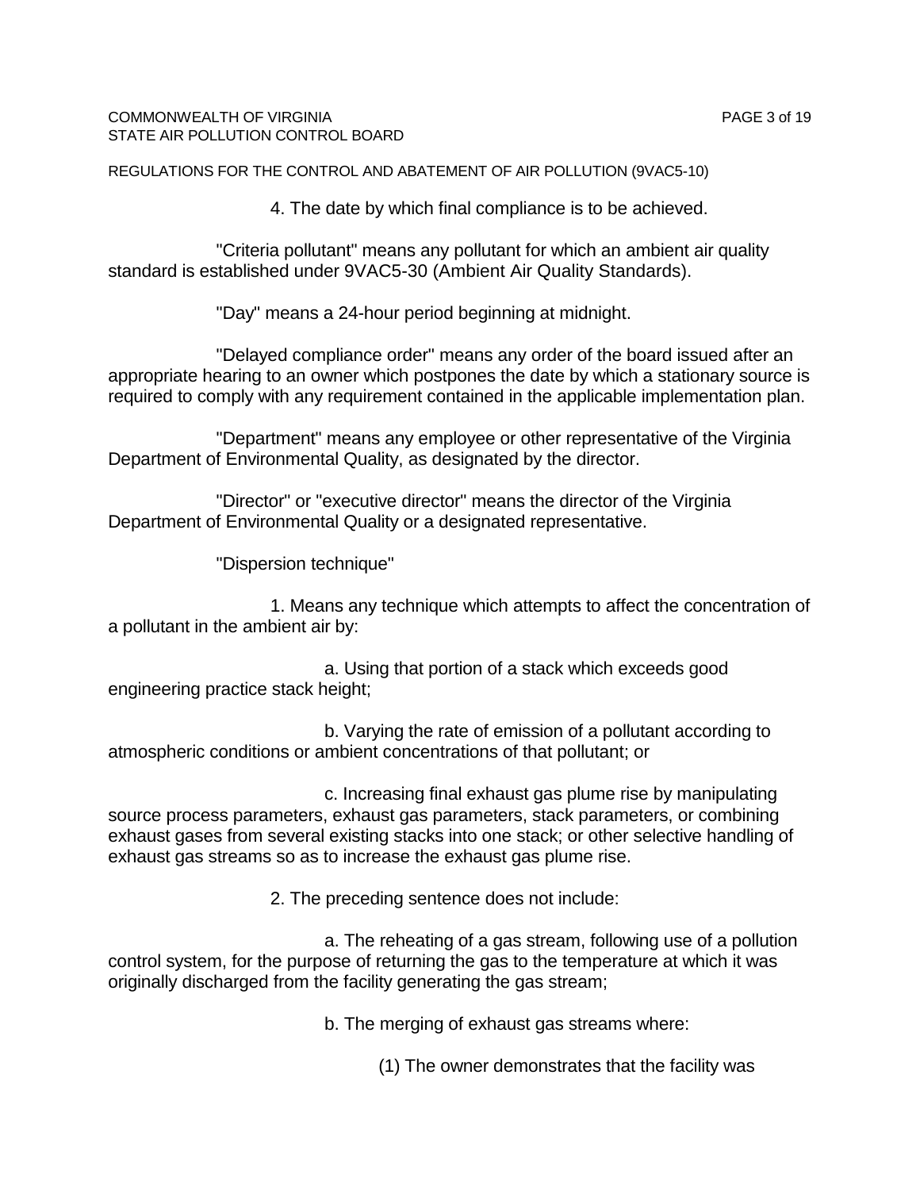4. The date by which final compliance is to be achieved.

"Criteria pollutant" means any pollutant for which an ambient air quality standard is established under 9VAC5-30 (Ambient Air Quality Standards).

"Day" means a 24-hour period beginning at midnight.

"Delayed compliance order" means any order of the board issued after an appropriate hearing to an owner which postpones the date by which a stationary source is required to comply with any requirement contained in the applicable implementation plan.

"Department" means any employee or other representative of the Virginia Department of Environmental Quality, as designated by the director.

"Director" or "executive director" means the director of the Virginia Department of Environmental Quality or a designated representative.

"Dispersion technique"

1. Means any technique which attempts to affect the concentration of a pollutant in the ambient air by:

a. Using that portion of a stack which exceeds good engineering practice stack height;

b. Varying the rate of emission of a pollutant according to atmospheric conditions or ambient concentrations of that pollutant; or

c. Increasing final exhaust gas plume rise by manipulating source process parameters, exhaust gas parameters, stack parameters, or combining exhaust gases from several existing stacks into one stack; or other selective handling of exhaust gas streams so as to increase the exhaust gas plume rise.

2. The preceding sentence does not include:

a. The reheating of a gas stream, following use of a pollution control system, for the purpose of returning the gas to the temperature at which it was originally discharged from the facility generating the gas stream;

b. The merging of exhaust gas streams where:

(1) The owner demonstrates that the facility was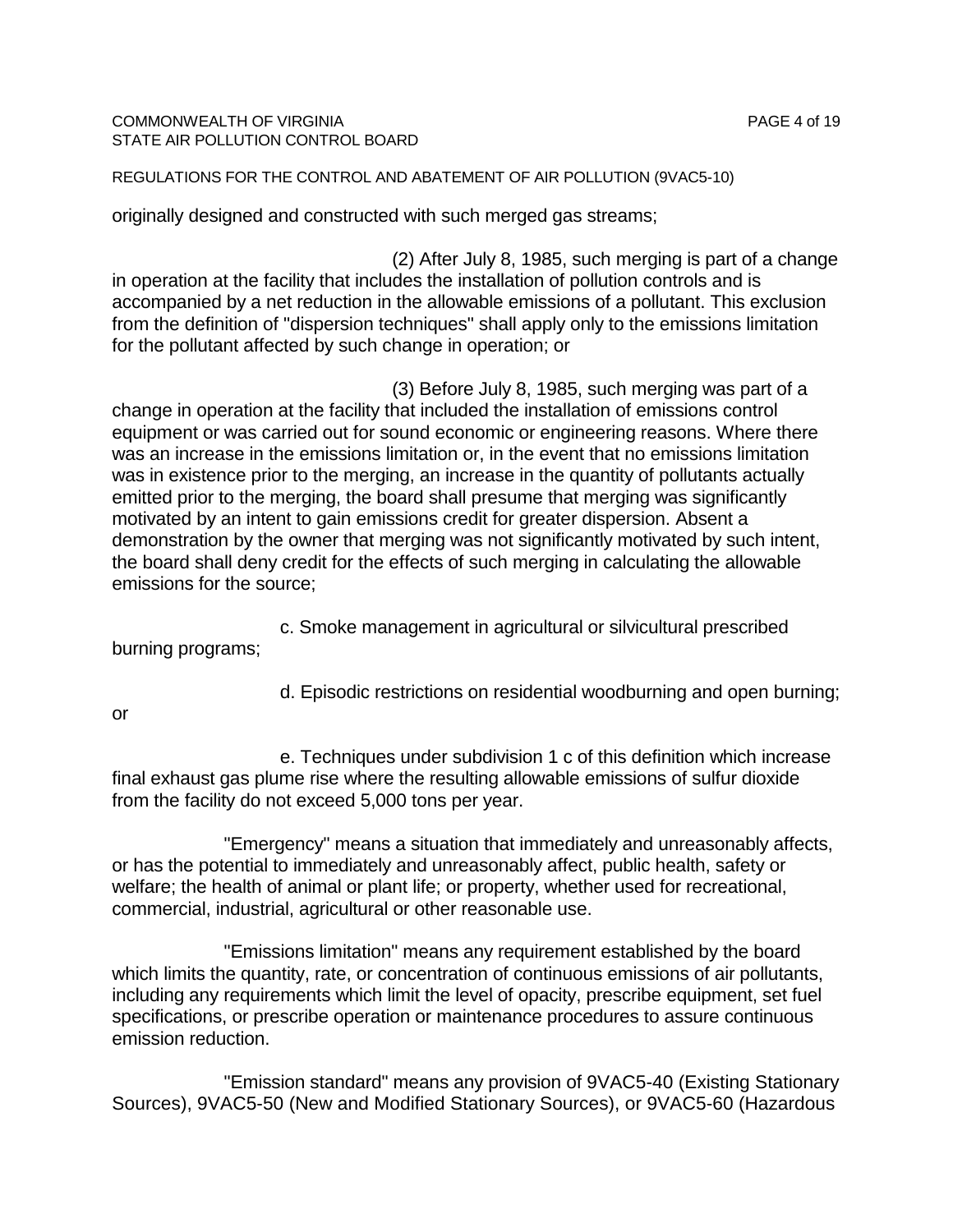originally designed and constructed with such merged gas streams;

(2) After July 8, 1985, such merging is part of a change in operation at the facility that includes the installation of pollution controls and is accompanied by a net reduction in the allowable emissions of a pollutant. This exclusion from the definition of "dispersion techniques" shall apply only to the emissions limitation for the pollutant affected by such change in operation; or

(3) Before July 8, 1985, such merging was part of a change in operation at the facility that included the installation of emissions control equipment or was carried out for sound economic or engineering reasons. Where there was an increase in the emissions limitation or, in the event that no emissions limitation was in existence prior to the merging, an increase in the quantity of pollutants actually emitted prior to the merging, the board shall presume that merging was significantly motivated by an intent to gain emissions credit for greater dispersion. Absent a demonstration by the owner that merging was not significantly motivated by such intent, the board shall deny credit for the effects of such merging in calculating the allowable emissions for the source;

c. Smoke management in agricultural or silvicultural prescribed burning programs;

d. Episodic restrictions on residential woodburning and open burning; or

e. Techniques under subdivision 1 c of this definition which increase final exhaust gas plume rise where the resulting allowable emissions of sulfur dioxide from the facility do not exceed 5,000 tons per year.

"Emergency" means a situation that immediately and unreasonably affects, or has the potential to immediately and unreasonably affect, public health, safety or welfare; the health of animal or plant life; or property, whether used for recreational, commercial, industrial, agricultural or other reasonable use.

"Emissions limitation" means any requirement established by the board which limits the quantity, rate, or concentration of continuous emissions of air pollutants, including any requirements which limit the level of opacity, prescribe equipment, set fuel specifications, or prescribe operation or maintenance procedures to assure continuous emission reduction.

"Emission standard" means any provision of 9VAC5-40 (Existing Stationary Sources), 9VAC5-50 (New and Modified Stationary Sources), or 9VAC5-60 (Hazardous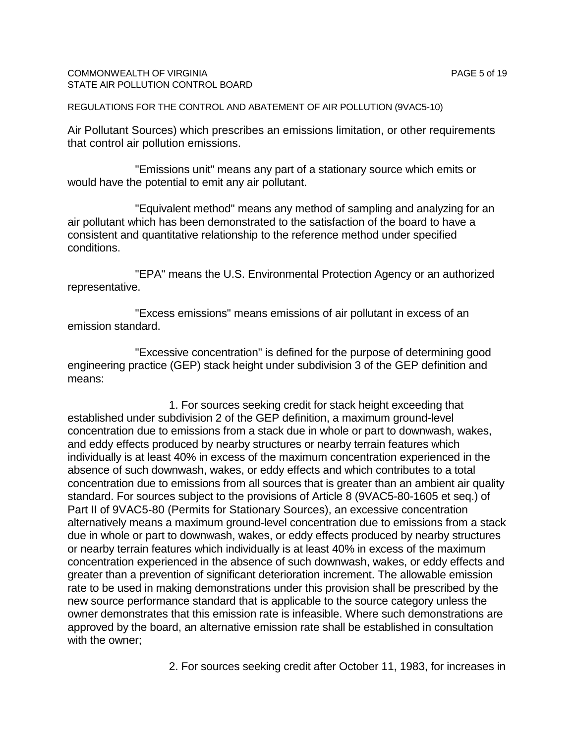Air Pollutant Sources) which prescribes an emissions limitation, or other requirements that control air pollution emissions.

"Emissions unit" means any part of a stationary source which emits or would have the potential to emit any air pollutant.

"Equivalent method" means any method of sampling and analyzing for an air pollutant which has been demonstrated to the satisfaction of the board to have a consistent and quantitative relationship to the reference method under specified conditions.

"EPA" means the U.S. Environmental Protection Agency or an authorized representative.

"Excess emissions" means emissions of air pollutant in excess of an emission standard.

"Excessive concentration" is defined for the purpose of determining good engineering practice (GEP) stack height under subdivision 3 of the GEP definition and means:

1. For sources seeking credit for stack height exceeding that established under subdivision 2 of the GEP definition, a maximum ground-level concentration due to emissions from a stack due in whole or part to downwash, wakes, and eddy effects produced by nearby structures or nearby terrain features which individually is at least 40% in excess of the maximum concentration experienced in the absence of such downwash, wakes, or eddy effects and which contributes to a total concentration due to emissions from all sources that is greater than an ambient air quality standard. For sources subject to the provisions of Article 8 (9VAC5-80-1605 et seq.) of Part II of 9VAC5-80 (Permits for Stationary Sources), an excessive concentration alternatively means a maximum ground-level concentration due to emissions from a stack due in whole or part to downwash, wakes, or eddy effects produced by nearby structures or nearby terrain features which individually is at least 40% in excess of the maximum concentration experienced in the absence of such downwash, wakes, or eddy effects and greater than a prevention of significant deterioration increment. The allowable emission rate to be used in making demonstrations under this provision shall be prescribed by the new source performance standard that is applicable to the source category unless the owner demonstrates that this emission rate is infeasible. Where such demonstrations are approved by the board, an alternative emission rate shall be established in consultation with the owner;

2. For sources seeking credit after October 11, 1983, for increases in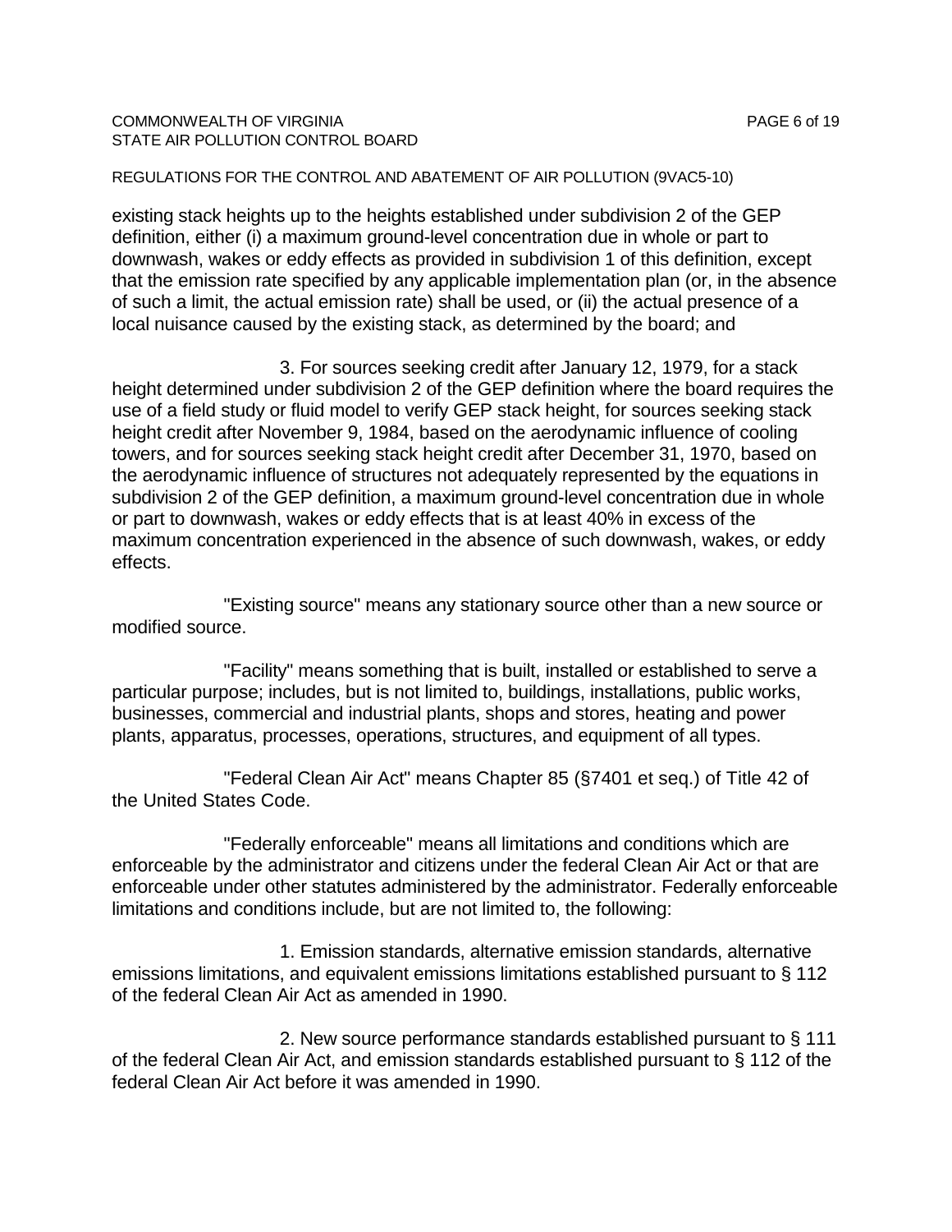existing stack heights up to the heights established under subdivision 2 of the GEP definition, either (i) a maximum ground-level concentration due in whole or part to downwash, wakes or eddy effects as provided in subdivision 1 of this definition, except that the emission rate specified by any applicable implementation plan (or, in the absence of such a limit, the actual emission rate) shall be used, or (ii) the actual presence of a local nuisance caused by the existing stack, as determined by the board; and

3. For sources seeking credit after January 12, 1979, for a stack height determined under subdivision 2 of the GEP definition where the board requires the use of a field study or fluid model to verify GEP stack height, for sources seeking stack height credit after November 9, 1984, based on the aerodynamic influence of cooling towers, and for sources seeking stack height credit after December 31, 1970, based on the aerodynamic influence of structures not adequately represented by the equations in subdivision 2 of the GEP definition, a maximum ground-level concentration due in whole or part to downwash, wakes or eddy effects that is at least 40% in excess of the maximum concentration experienced in the absence of such downwash, wakes, or eddy effects.

"Existing source" means any stationary source other than a new source or modified source.

"Facility" means something that is built, installed or established to serve a particular purpose; includes, but is not limited to, buildings, installations, public works, businesses, commercial and industrial plants, shops and stores, heating and power plants, apparatus, processes, operations, structures, and equipment of all types.

"Federal Clean Air Act" means Chapter 85 (§7401 et seq.) of Title 42 of the United States Code.

"Federally enforceable" means all limitations and conditions which are enforceable by the administrator and citizens under the federal Clean Air Act or that are enforceable under other statutes administered by the administrator. Federally enforceable limitations and conditions include, but are not limited to, the following:

1. Emission standards, alternative emission standards, alternative emissions limitations, and equivalent emissions limitations established pursuant to § 112 of the federal Clean Air Act as amended in 1990.

2. New source performance standards established pursuant to § 111 of the federal Clean Air Act, and emission standards established pursuant to § 112 of the federal Clean Air Act before it was amended in 1990.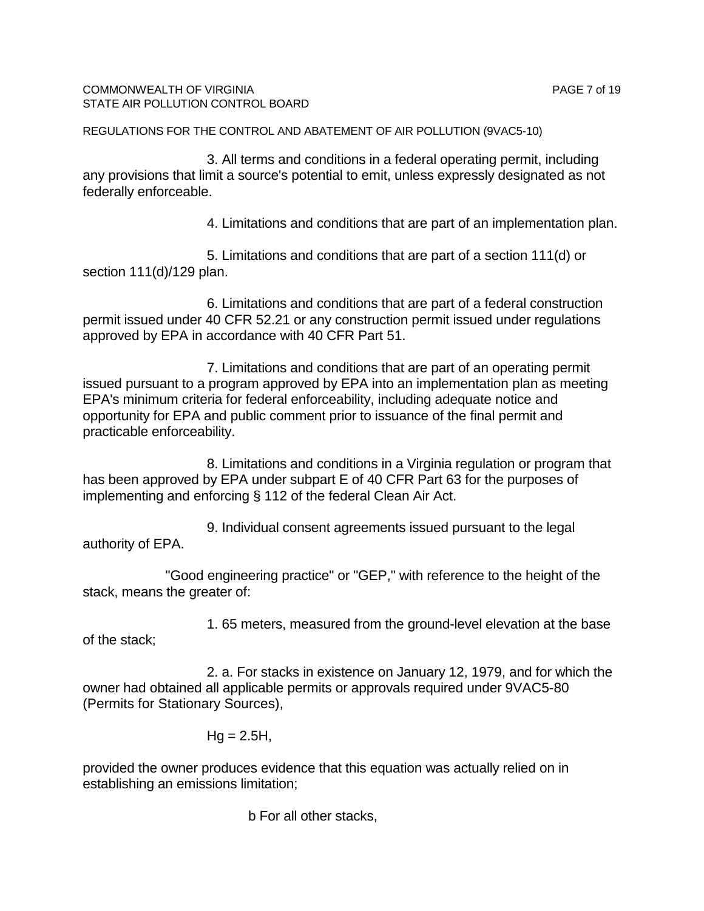3. All terms and conditions in a federal operating permit, including any provisions that limit a source's potential to emit, unless expressly designated as not federally enforceable.

4. Limitations and conditions that are part of an implementation plan.

5. Limitations and conditions that are part of a section 111(d) or section 111(d)/129 plan.

6. Limitations and conditions that are part of a federal construction permit issued under 40 CFR 52.21 or any construction permit issued under regulations approved by EPA in accordance with 40 CFR Part 51.

7. Limitations and conditions that are part of an operating permit issued pursuant to a program approved by EPA into an implementation plan as meeting EPA's minimum criteria for federal enforceability, including adequate notice and opportunity for EPA and public comment prior to issuance of the final permit and practicable enforceability.

8. Limitations and conditions in a Virginia regulation or program that has been approved by EPA under subpart E of 40 CFR Part 63 for the purposes of implementing and enforcing § 112 of the federal Clean Air Act.

9. Individual consent agreements issued pursuant to the legal authority of EPA.

"Good engineering practice" or "GEP," with reference to the height of the stack, means the greater of:

1. 65 meters, measured from the ground-level elevation at the base of the stack;

2. a. For stacks in existence on January 12, 1979, and for which the owner had obtained all applicable permits or approvals required under 9VAC5-80 (Permits for Stationary Sources),

$$H_g = 2.5H,$$

provided the owner produces evidence that this equation was actually relied on in establishing an emissions limitation;

b For all other stacks,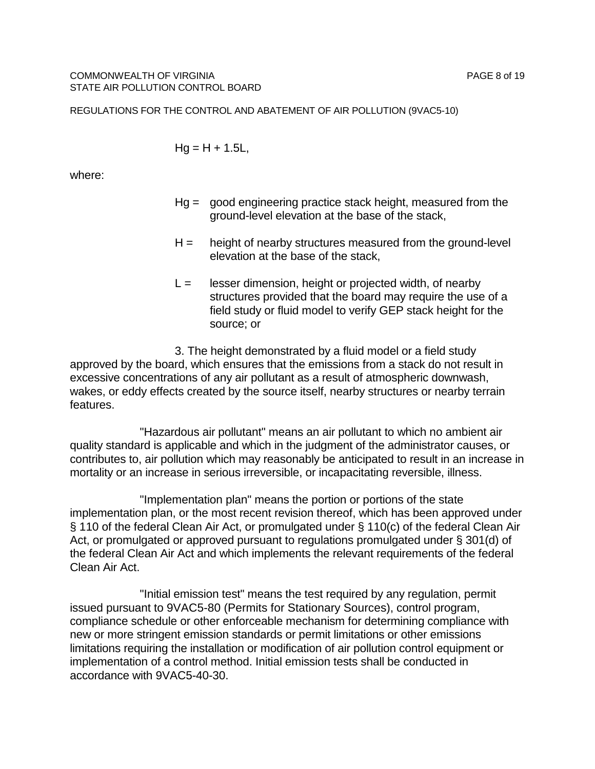$$Hg = H + 1.5L,$$

where:

$Hg$ = good engineering practice stack height, measured from the ground-level elevation at the base of the stack,

$H$ = height of nearby structures measured from the ground-level elevation at the base of the stack,

$L$ = lesser dimension, height or projected width, of nearby structures provided that the board may require the use of a field study or fluid model to verify GEP stack height for the source; or

3. The height demonstrated by a fluid model or a field study approved by the board, which ensures that the emissions from a stack do not result in excessive concentrations of any air pollutant as a result of atmospheric downwash, wakes, or eddy effects created by the source itself, nearby structures or nearby terrain features.

"Hazardous air pollutant" means an air pollutant to which no ambient air quality standard is applicable and which in the judgment of the administrator causes, or contributes to, air pollution which may reasonably be anticipated to result in an increase in mortality or an increase in serious irreversible, or incapacitating reversible, illness.

"Implementation plan" means the portion or portions of the state implementation plan, or the most recent revision thereof, which has been approved under § 110 of the federal Clean Air Act, or promulgated under § 110(c) of the federal Clean Air Act, or promulgated or approved pursuant to regulations promulgated under § 301(d) of the federal Clean Air Act and which implements the relevant requirements of the federal Clean Air Act.

"Initial emission test" means the test required by any regulation, permit issued pursuant to 9VAC5-80 (Permits for Stationary Sources), control program, compliance schedule or other enforceable mechanism for determining compliance with new or more stringent emission standards or permit limitations or other emissions limitations requiring the installation or modification of air pollution control equipment or implementation of a control method. Initial emission tests shall be conducted in accordance with 9VAC5-40-30.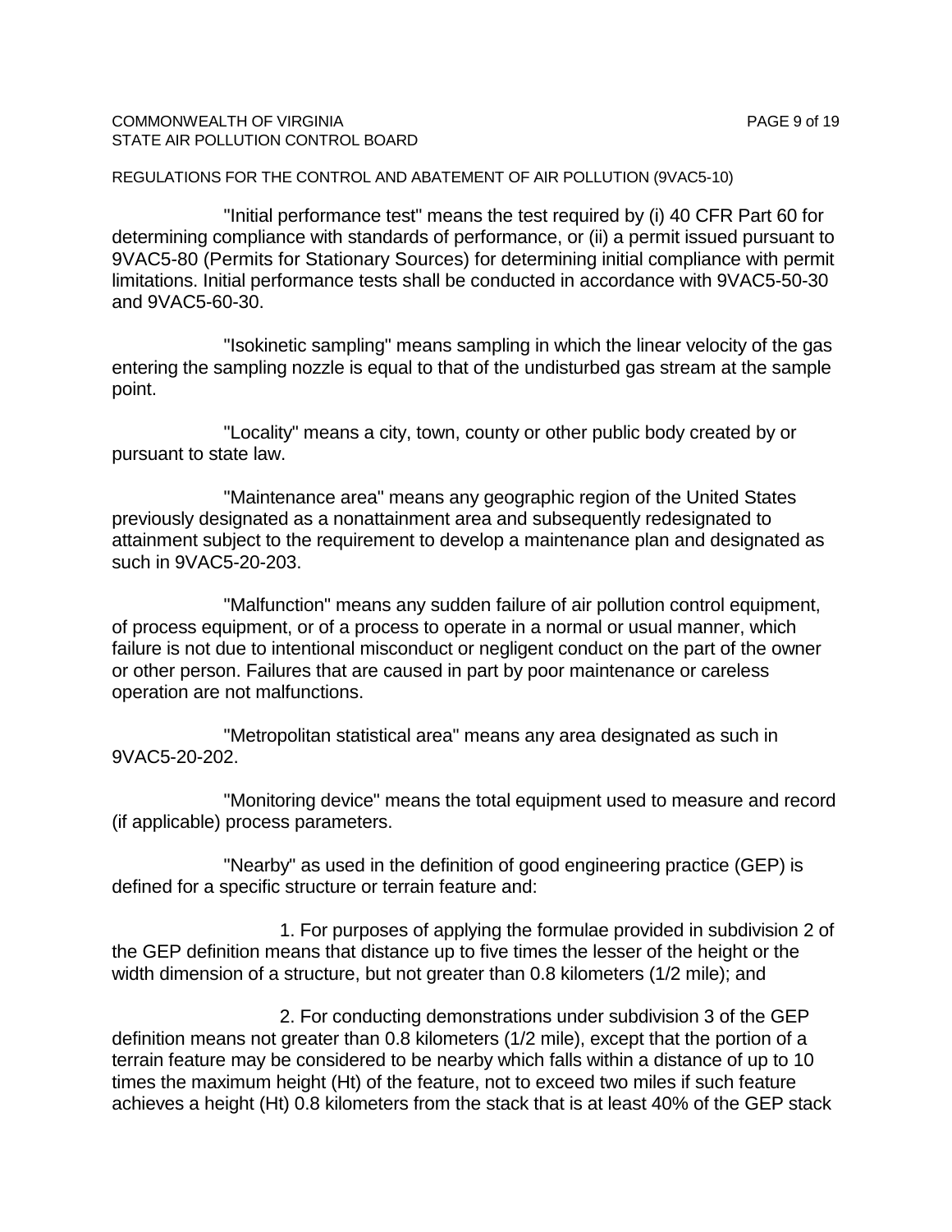"Initial performance test" means the test required by (i) 40 CFR Part 60 for determining compliance with standards of performance, or (ii) a permit issued pursuant to 9VAC5-80 (Permits for Stationary Sources) for determining initial compliance with permit limitations. Initial performance tests shall be conducted in accordance with 9VAC5-50-30 and 9VAC5-60-30.

"Isokinetic sampling" means sampling in which the linear velocity of the gas entering the sampling nozzle is equal to that of the undisturbed gas stream at the sample point.

"Locality" means a city, town, county or other public body created by or pursuant to state law.

"Maintenance area" means any geographic region of the United States previously designated as a nonattainment area and subsequently redesignated to attainment subject to the requirement to develop a maintenance plan and designated as such in 9VAC5-20-203.

"Malfunction" means any sudden failure of air pollution control equipment, of process equipment, or of a process to operate in a normal or usual manner, which failure is not due to intentional misconduct or negligent conduct on the part of the owner or other person. Failures that are caused in part by poor maintenance or careless operation are not malfunctions.

"Metropolitan statistical area" means any area designated as such in 9VAC5-20-202.

"Monitoring device" means the total equipment used to measure and record (if applicable) process parameters.

"Nearby" as used in the definition of good engineering practice (GEP) is defined for a specific structure or terrain feature and:

1. For purposes of applying the formulae provided in subdivision 2 of the GEP definition means that distance up to five times the lesser of the height or the width dimension of a structure, but not greater than 0.8 kilometers (1/2 mile); and

2. For conducting demonstrations under subdivision 3 of the GEP definition means not greater than 0.8 kilometers (1/2 mile), except that the portion of a terrain feature may be considered to be nearby which falls within a distance of up to 10 times the maximum height (Ht) of the feature, not to exceed two miles if such feature achieves a height (Ht) 0.8 kilometers from the stack that is at least 40% of the GEP stack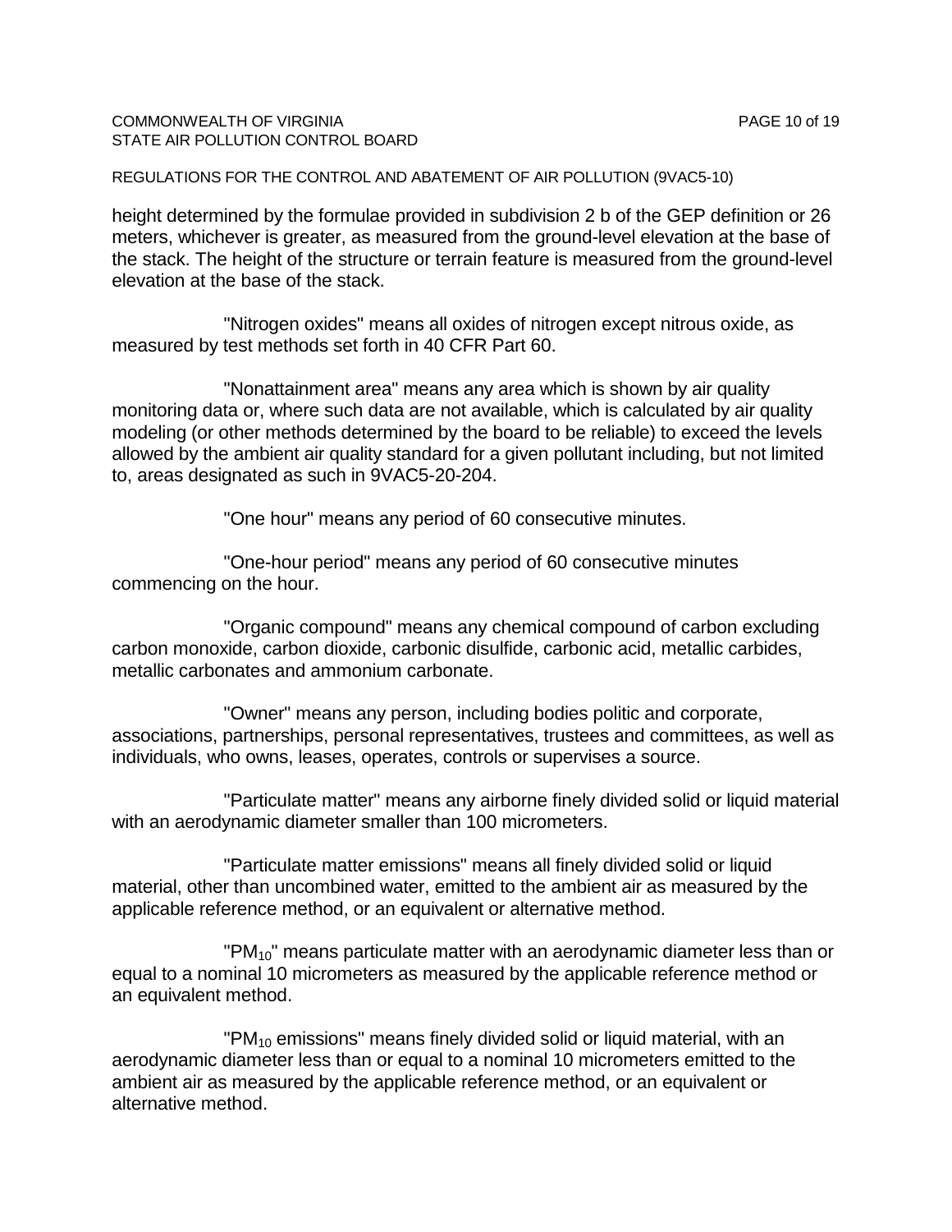height determined by the formulae provided in subdivision 2 b of the GEP definition or 26 meters, whichever is greater, as measured from the ground-level elevation at the base of the stack. The height of the structure or terrain feature is measured from the ground-level elevation at the base of the stack.

"Nitrogen oxides" means all oxides of nitrogen except nitrous oxide, as measured by test methods set forth in 40 CFR Part 60.

"Nonattainment area" means any area which is shown by air quality monitoring data or, where such data are not available, which is calculated by air quality modeling (or other methods determined by the board to be reliable) to exceed the levels allowed by the ambient air quality standard for a given pollutant including, but not limited to, areas designated as such in 9VAC5-20-204.

"One hour" means any period of 60 consecutive minutes.

"One-hour period" means any period of 60 consecutive minutes commencing on the hour.

"Organic compound" means any chemical compound of carbon excluding carbon monoxide, carbon dioxide, carbonic disulfide, carbonic acid, metallic carbides, metallic carbonates and ammonium carbonate.

"Owner" means any person, including bodies politic and corporate, associations, partnerships, personal representatives, trustees and committees, as well as individuals, who owns, leases, operates, controls or supervises a source.

"Particulate matter" means any airborne finely divided solid or liquid material with an aerodynamic diameter smaller than 100 micrometers.

"Particulate matter emissions" means all finely divided solid or liquid material, other than uncombined water, emitted to the ambient air as measured by the applicable reference method, or an equivalent or alternative method.

"$PM_{10}$" means particulate matter with an aerodynamic diameter less than or equal to a nominal 10 micrometers as measured by the applicable reference method or an equivalent method.

"$PM_{10}$ emissions" means finely divided solid or liquid material, with an aerodynamic diameter less than or equal to a nominal 10 micrometers emitted to the ambient air as measured by the applicable reference method, or an equivalent or alternative method.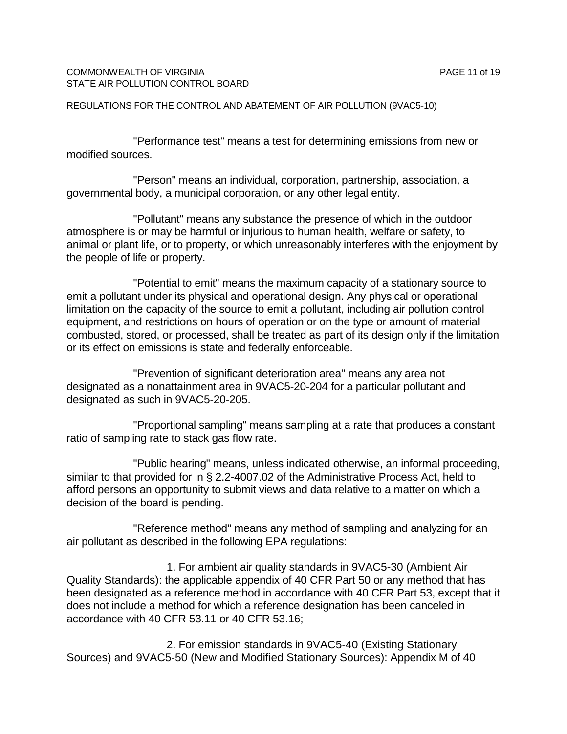"Performance test" means a test for determining emissions from new or modified sources.

"Person" means an individual, corporation, partnership, association, a governmental body, a municipal corporation, or any other legal entity.

"Pollutant" means any substance the presence of which in the outdoor atmosphere is or may be harmful or injurious to human health, welfare or safety, to animal or plant life, or to property, or which unreasonably interferes with the enjoyment by the people of life or property.

"Potential to emit" means the maximum capacity of a stationary source to emit a pollutant under its physical and operational design. Any physical or operational limitation on the capacity of the source to emit a pollutant, including air pollution control equipment, and restrictions on hours of operation or on the type or amount of material combusted, stored, or processed, shall be treated as part of its design only if the limitation or its effect on emissions is state and federally enforceable.

"Prevention of significant deterioration area" means any area not designated as a nonattainment area in 9VAC5-20-204 for a particular pollutant and designated as such in 9VAC5-20-205.

"Proportional sampling" means sampling at a rate that produces a constant ratio of sampling rate to stack gas flow rate.

"Public hearing" means, unless indicated otherwise, an informal proceeding, similar to that provided for in § 2.2-4007.02 of the Administrative Process Act, held to afford persons an opportunity to submit views and data relative to a matter on which a decision of the board is pending.

"Reference method" means any method of sampling and analyzing for an air pollutant as described in the following EPA regulations:

1. For ambient air quality standards in 9VAC5-30 (Ambient Air Quality Standards): the applicable appendix of 40 CFR Part 50 or any method that has been designated as a reference method in accordance with 40 CFR Part 53, except that it does not include a method for which a reference designation has been canceled in accordance with 40 CFR 53.11 or 40 CFR 53.16;

2. For emission standards in 9VAC5-40 (Existing Stationary Sources) and 9VAC5-50 (New and Modified Stationary Sources): Appendix M of 40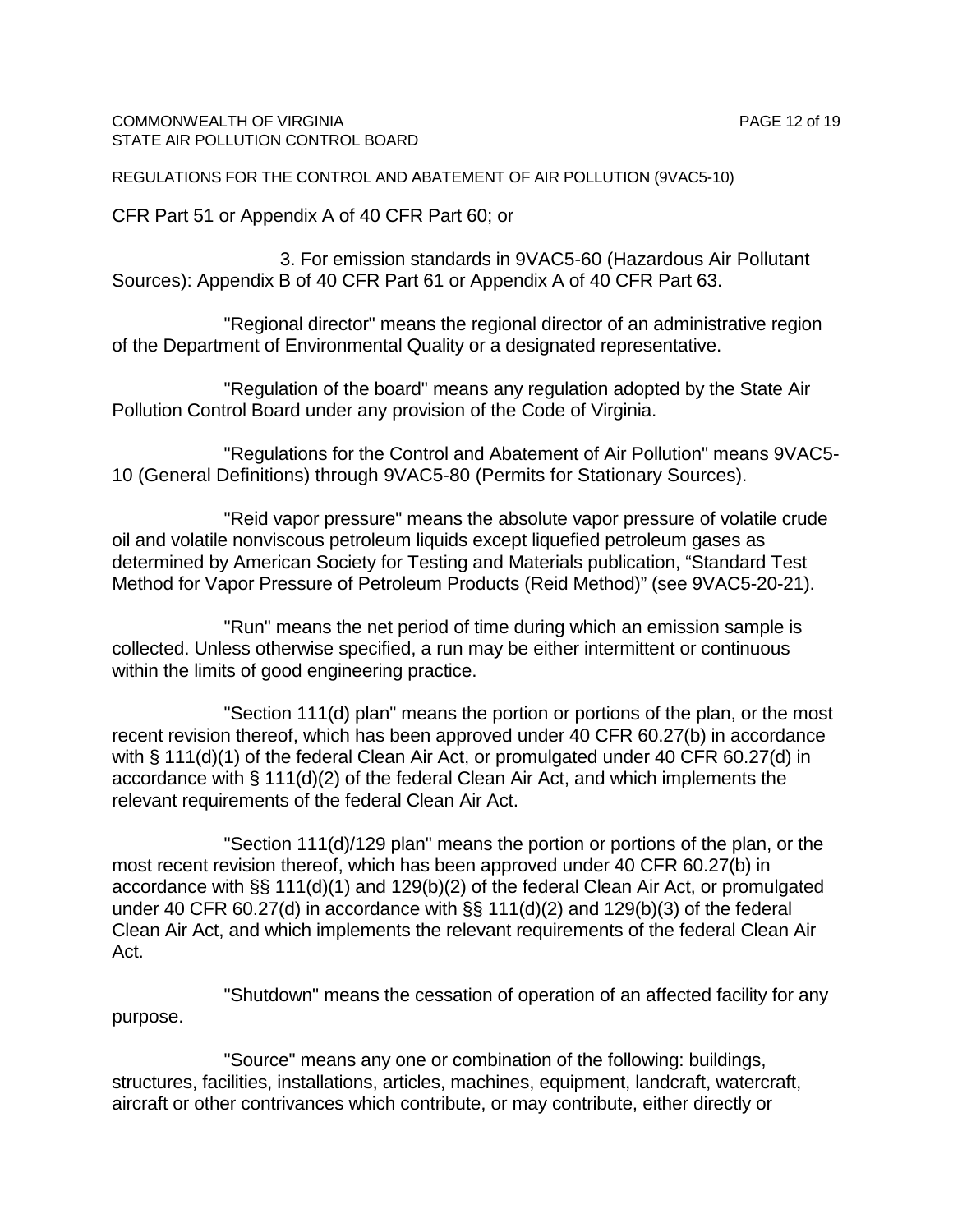CFR Part 51 or Appendix A of 40 CFR Part 60; or

3. For emission standards in 9VAC5-60 (Hazardous Air Pollutant Sources): Appendix B of 40 CFR Part 61 or Appendix A of 40 CFR Part 63.

"Regional director" means the regional director of an administrative region of the Department of Environmental Quality or a designated representative.

"Regulation of the board" means any regulation adopted by the State Air Pollution Control Board under any provision of the Code of Virginia.

"Regulations for the Control and Abatement of Air Pollution" means 9VAC5-10 (General Definitions) through 9VAC5-80 (Permits for Stationary Sources).

"Reid vapor pressure" means the absolute vapor pressure of volatile crude oil and volatile nonviscous petroleum liquids except liquefied petroleum gases as determined by American Society for Testing and Materials publication, "Standard Test Method for Vapor Pressure of Petroleum Products (Reid Method)" (see 9VAC5-20-21).

"Run" means the net period of time during which an emission sample is collected. Unless otherwise specified, a run may be either intermittent or continuous within the limits of good engineering practice.

"Section 111(d) plan" means the portion or portions of the plan, or the most recent revision thereof, which has been approved under 40 CFR 60.27(b) in accordance with § 111(d)(1) of the federal Clean Air Act, or promulgated under 40 CFR 60.27(d) in accordance with § 111(d)(2) of the federal Clean Air Act, and which implements the relevant requirements of the federal Clean Air Act.

"Section 111(d)/129 plan" means the portion or portions of the plan, or the most recent revision thereof, which has been approved under 40 CFR 60.27(b) in accordance with §§ 111(d)(1) and 129(b)(2) of the federal Clean Air Act, or promulgated under 40 CFR 60.27(d) in accordance with §§ 111(d)(2) and 129(b)(3) of the federal Clean Air Act, and which implements the relevant requirements of the federal Clean Air Act.

"Shutdown" means the cessation of operation of an affected facility for any purpose.

"Source" means any one or combination of the following: buildings, structures, facilities, installations, articles, machines, equipment, landcraft, watercraft, aircraft or other contrivances which contribute, or may contribute, either directly or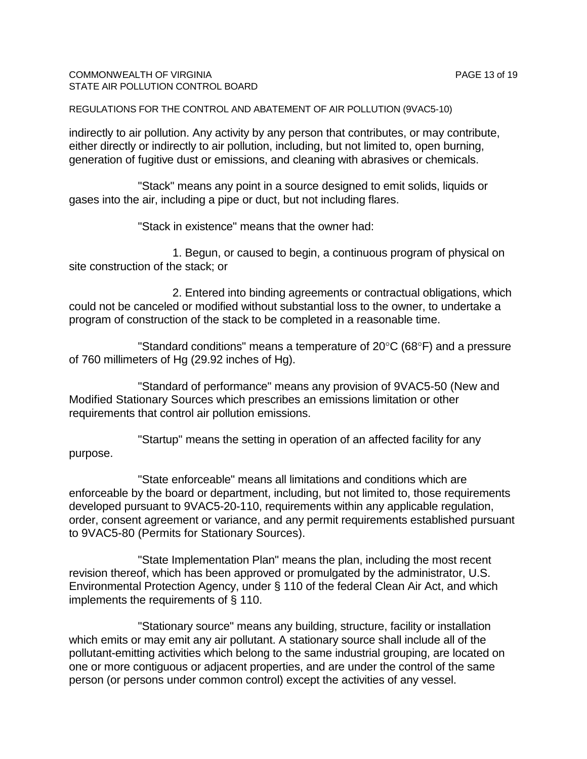indirectly to air pollution. Any activity by any person that contributes, or may contribute, either directly or indirectly to air pollution, including, but not limited to, open burning, generation of fugitive dust or emissions, and cleaning with abrasives or chemicals.

"Stack" means any point in a source designed to emit solids, liquids or gases into the air, including a pipe or duct, but not including flares.

"Stack in existence" means that the owner had:

1. Begun, or caused to begin, a continuous program of physical on site construction of the stack; or

2. Entered into binding agreements or contractual obligations, which could not be canceled or modified without substantial loss to the owner, to undertake a program of construction of the stack to be completed in a reasonable time.

"Standard conditions" means a temperature of 20°C (68°F) and a pressure of 760 millimeters of Hg (29.92 inches of Hg).

"Standard of performance" means any provision of 9VAC5-50 (New and Modified Stationary Sources which prescribes an emissions limitation or other requirements that control air pollution emissions.

"Startup" means the setting in operation of an affected facility for any purpose.

"State enforceable" means all limitations and conditions which are enforceable by the board or department, including, but not limited to, those requirements developed pursuant to 9VAC5-20-110, requirements within any applicable regulation, order, consent agreement or variance, and any permit requirements established pursuant to 9VAC5-80 (Permits for Stationary Sources).

"State Implementation Plan" means the plan, including the most recent revision thereof, which has been approved or promulgated by the administrator, U.S. Environmental Protection Agency, under § 110 of the federal Clean Air Act, and which implements the requirements of § 110.

"Stationary source" means any building, structure, facility or installation which emits or may emit any air pollutant. A stationary source shall include all of the pollutant-emitting activities which belong to the same industrial grouping, are located on one or more contiguous or adjacent properties, and are under the control of the same person (or persons under common control) except the activities of any vessel.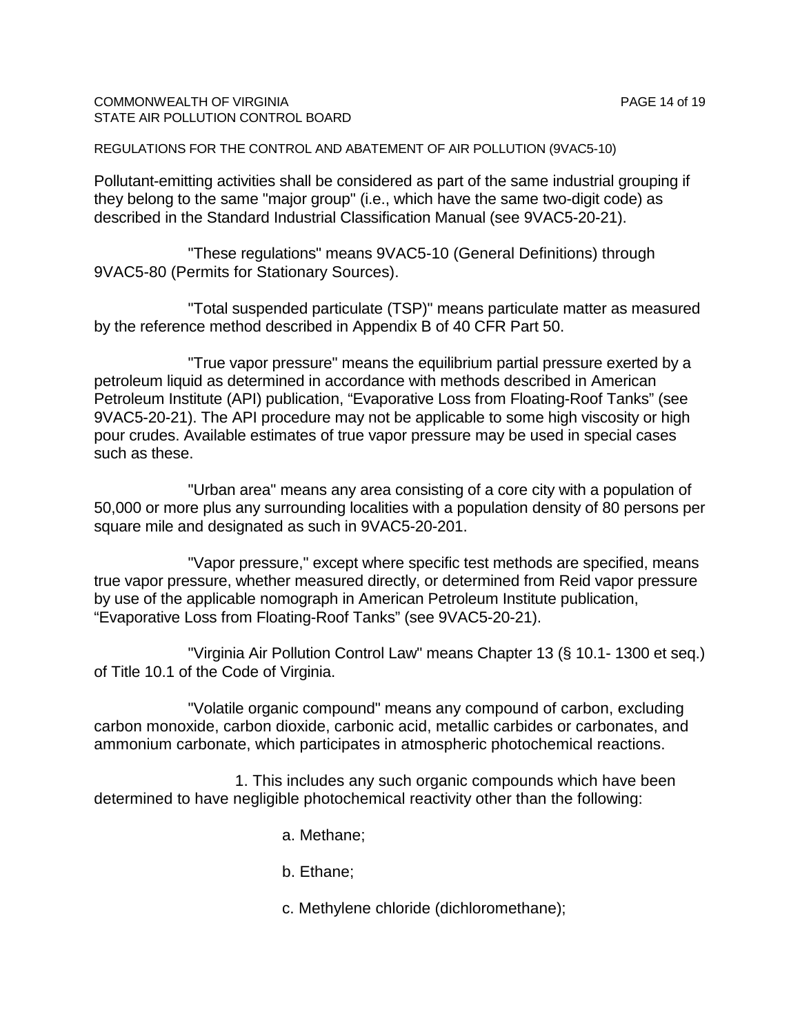Pollutant-emitting activities shall be considered as part of the same industrial grouping if they belong to the same "major group" (i.e., which have the same two-digit code) as described in the Standard Industrial Classification Manual (see 9VAC5-20-21).

"These regulations" means 9VAC5-10 (General Definitions) through 9VAC5-80 (Permits for Stationary Sources).

"Total suspended particulate (TSP)" means particulate matter as measured by the reference method described in Appendix B of 40 CFR Part 50.

"True vapor pressure" means the equilibrium partial pressure exerted by a petroleum liquid as determined in accordance with methods described in American Petroleum Institute (API) publication, “Evaporative Loss from Floating-Roof Tanks” (see 9VAC5-20-21). The API procedure may not be applicable to some high viscosity or high pour crudes. Available estimates of true vapor pressure may be used in special cases such as these.

"Urban area" means any area consisting of a core city with a population of 50,000 or more plus any surrounding localities with a population density of 80 persons per square mile and designated as such in 9VAC5-20-201.

"Vapor pressure," except where specific test methods are specified, means true vapor pressure, whether measured directly, or determined from Reid vapor pressure by use of the applicable nomograph in American Petroleum Institute publication, “Evaporative Loss from Floating-Roof Tanks” (see 9VAC5-20-21).

"Virginia Air Pollution Control Law" means Chapter 13 (§ 10.1- 1300 et seq.) of Title 10.1 of the Code of Virginia.

"Volatile organic compound" means any compound of carbon, excluding carbon monoxide, carbon dioxide, carbonic acid, metallic carbides or carbonates, and ammonium carbonate, which participates in atmospheric photochemical reactions.

1. This includes any such organic compounds which have been determined to have negligible photochemical reactivity other than the following:

a. Methane;

b. Ethane;

c. Methylene chloride (dichloromethane);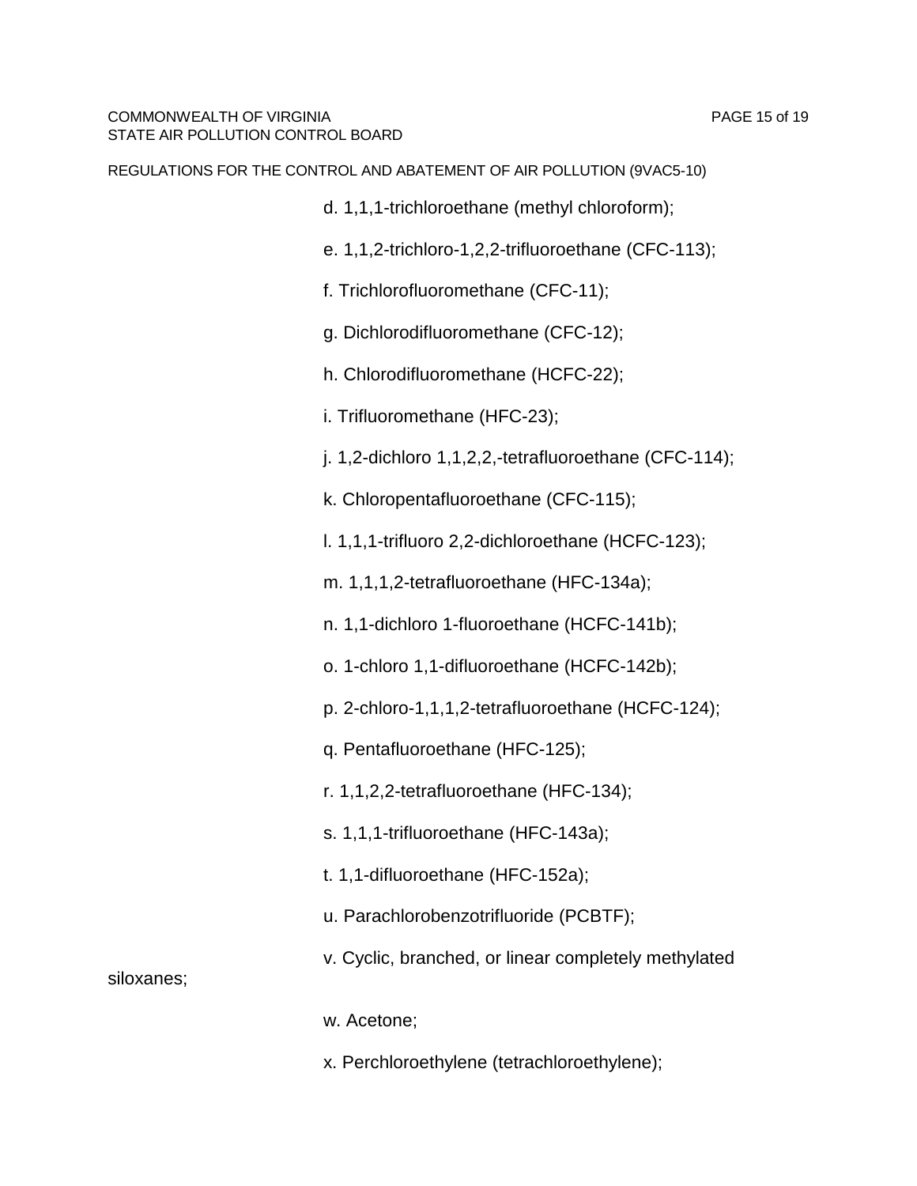d. 1,1,1-trichloroethane (methyl chloroform);

e. 1,1,2-trichloro-1,2,2-trifluoroethane (CFC-113);

f. Trichlorofluoromethane (CFC-11);

g. Dichlorodifluoromethane (CFC-12);

h. Chlorodifluoromethane (HCFC-22);

i. Trifluoromethane (HFC-23);

j. 1,2-dichloro 1,1,2,2,-tetrafluoroethane (CFC-114);

k. Chloropentafluoroethane (CFC-115);

l. 1,1,1-trifluoro 2,2-dichloroethane (HCFC-123);

m. 1,1,1,2-tetrafluoroethane (HFC-134a);

n. 1,1-dichloro 1-fluoroethane (HCFC-141b);

o. 1-chloro 1,1-difluoroethane (HCFC-142b);

p. 2-chloro-1,1,1,2-tetrafluoroethane (HCFC-124);

q. Pentafluoroethane (HFC-125);

r. 1,1,2,2-tetrafluoroethane (HFC-134);

s. 1,1,1-trifluoroethane (HFC-143a);

t. 1,1-difluoroethane (HFC-152a);

u. Parachlorobenzotrifluoride (PCBTF);

v. Cyclic, branched, or linear completely methylated siloxanes;

w. Acetone;

x. Perchloroethylene (tetrachloroethylene);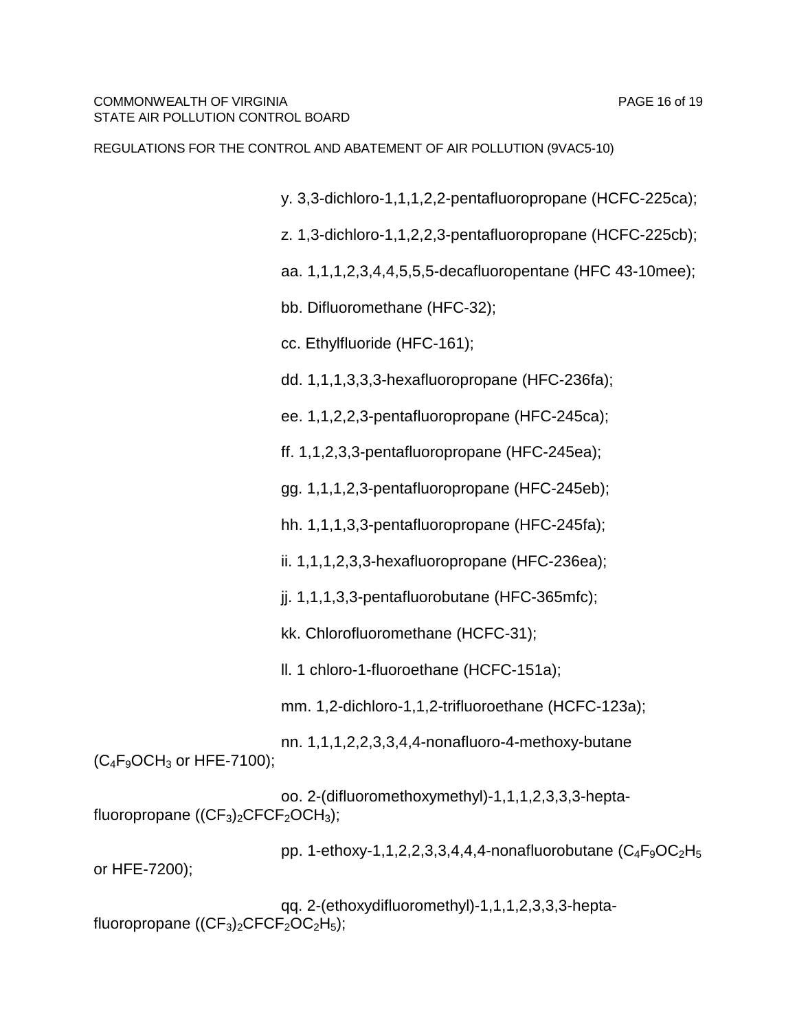y. 3,3-dichloro-1,1,1,2,2-pentafluoropropane (HCFC-225ca);

z. 1,3-dichloro-1,1,2,2,3-pentafluoropropane (HCFC-225cb);

aa. 1,1,1,2,3,4,4,5,5,5-decafluoropentane (HFC 43-10mee);

bb. Difluoromethane (HFC-32);

cc. Ethylfluoride (HFC-161);

dd. 1,1,1,3,3,3-hexafluoropropane (HFC-236fa);

ee. 1,1,2,2,3-pentafluoropropane (HFC-245ca);

ff. 1,1,2,3,3-pentafluoropropane (HFC-245ea);

gg. 1,1,1,2,3-pentafluoropropane (HFC-245eb);

hh. 1,1,1,3,3-pentafluoropropane (HFC-245fa);

ii. 1,1,1,2,3,3-hexafluoropropane (HFC-236ea);

jj. 1,1,1,3,3-pentafluorobutane (HFC-365mfc);

kk. Chlorofluoromethane (HCFC-31);

ll. 1 chloro-1-fluoroethane (HCFC-151a);

mm. 1,2-dichloro-1,1,2-trifluoroethane (HCFC-123a);

nn. 1,1,1,2,2,3,3,4,4-nonafluoro-4-methoxy-butane ($C_4F_9OCH_3$ or HFE-7100);

oo. 2-(difluoromethoxymethyl)-1,1,1,2,3,3,3-hepta-fluoropropane ($(CF_3)_2CFCF_2OCH_3$);

pp. 1-ethoxy-1,1,2,2,3,3,4,4,4-nonafluorobutane ($C_4F_9OC_2H_5$ or HFE-7200);

qq. 2-(ethoxydifluoromethyl)-1,1,1,2,3,3,3-hepta-fluoropropane ($(CF_3)_2CFCF_2OC_2H_5$);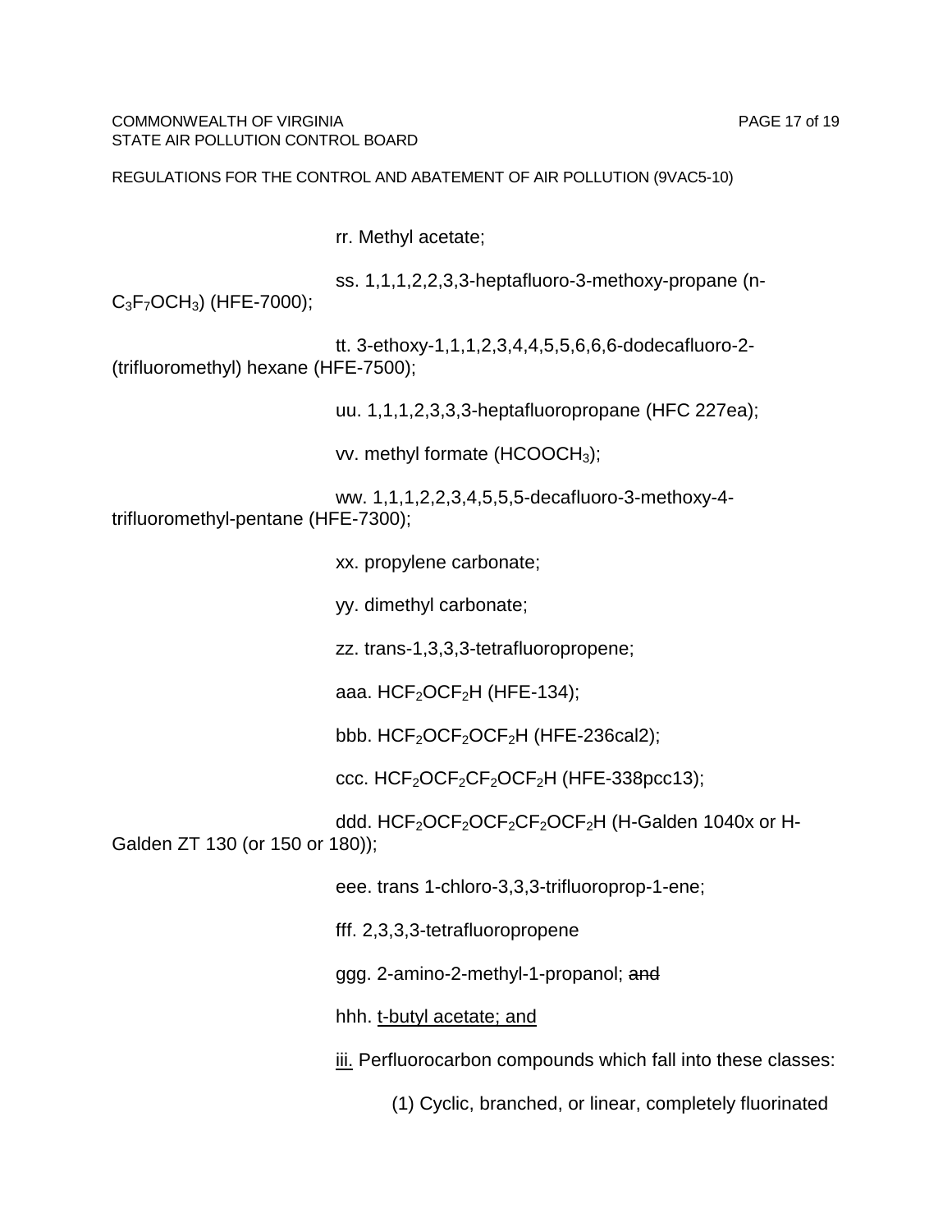rr. Methyl acetate;

ss. 1,1,1,2,2,3,3-heptafluoro-3-methoxy-propane (n-$C_3F_7OCH_3$) (HFE-7000);

tt. 3-ethoxy-1,1,1,2,3,4,4,5,5,6,6,6-dodecafluoro-2-(trifluoromethyl) hexane (HFE-7500);

uu. 1,1,1,2,3,3,3-heptafluoropropane (HFC 227ea);

vv. methyl formate ($HCOOCH_3$);

ww. 1,1,1,2,2,3,4,5,5,5-decafluoro-3-methoxy-4-trifluoromethyl-pentane (HFE-7300);

xx. propylene carbonate;

yy. dimethyl carbonate;

zz. trans-1,3,3,3-tetrafluoropropene;

aaa. $HCF_2OCF_2H$ (HFE-134);

bbb. $HCF_2OCF_2OCF_2H$ (HFE-236cal2);

ccc. $HCF_2OCF_2CF_2OCF_2H$ (HFE-338pcc13);

ddd. $HCF_2OCF_2OCF_2CF_2OCF_2H$ (H-Galden 1040x or H-Galden ZT 130 (or 150 or 180));

eee. trans 1-chloro-3,3,3-trifluoroprop-1-ene;

fff. 2,3,3,3-tetrafluoropropene

ggg. 2-amino-2-methyl-1-propanol; ~~and~~

hhh. <u>t-butyl acetate; and</u>

<u>iii.</u> Perfluorocarbon compounds which fall into these classes:

(1) Cyclic, branched, or linear, completely fluorinated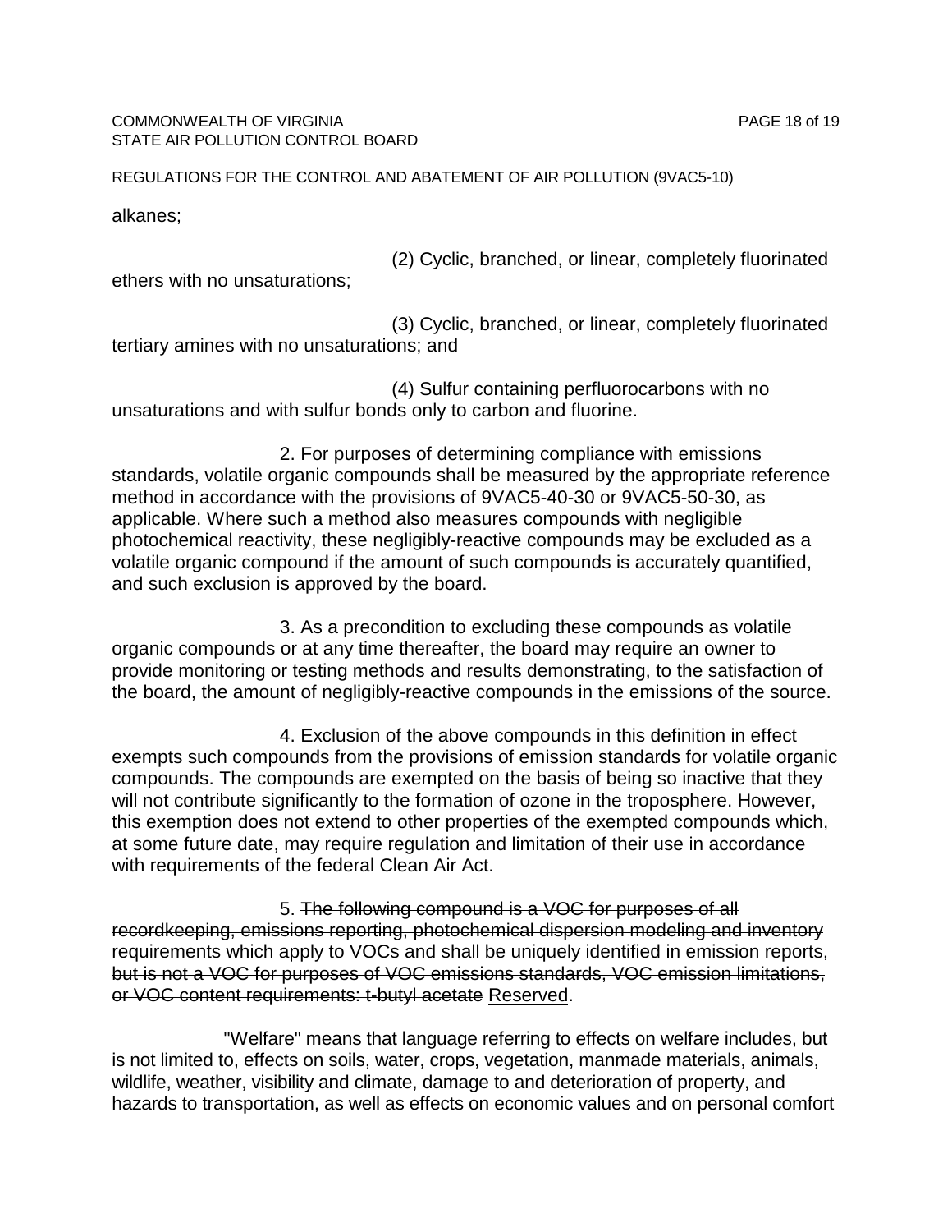alkanes;

(2) Cyclic, branched, or linear, completely fluorinated ethers with no unsaturations;

(3) Cyclic, branched, or linear, completely fluorinated tertiary amines with no unsaturations; and

(4) Sulfur containing perfluorocarbons with no unsaturations and with sulfur bonds only to carbon and fluorine.

2. For purposes of determining compliance with emissions standards, volatile organic compounds shall be measured by the appropriate reference method in accordance with the provisions of 9VAC5-40-30 or 9VAC5-50-30, as applicable. Where such a method also measures compounds with negligible photochemical reactivity, these negligibly-reactive compounds may be excluded as a volatile organic compound if the amount of such compounds is accurately quantified, and such exclusion is approved by the board.

3. As a precondition to excluding these compounds as volatile organic compounds or at any time thereafter, the board may require an owner to provide monitoring or testing methods and results demonstrating, to the satisfaction of the board, the amount of negligibly-reactive compounds in the emissions of the source.

4. Exclusion of the above compounds in this definition in effect exempts such compounds from the provisions of emission standards for volatile organic compounds. The compounds are exempted on the basis of being so inactive that they will not contribute significantly to the formation of ozone in the troposphere. However, this exemption does not extend to other properties of the exempted compounds which, at some future date, may require regulation and limitation of their use in accordance with requirements of the federal Clean Air Act.

5. ~~The following compound is a VOC for purposes of all recordkeeping, emissions reporting, photochemical dispersion modeling and inventory requirements which apply to VOCs and shall be uniquely identified in emission reports, but is not a VOC for purposes of VOC emissions standards, VOC emission limitations, or VOC content requirements: t-butyl acetate~~ Reserved.

"Welfare" means that language referring to effects on welfare includes, but is not limited to, effects on soils, water, crops, vegetation, manmade materials, animals, wildlife, weather, visibility and climate, damage to and deterioration of property, and hazards to transportation, as well as effects on economic values and on personal comfort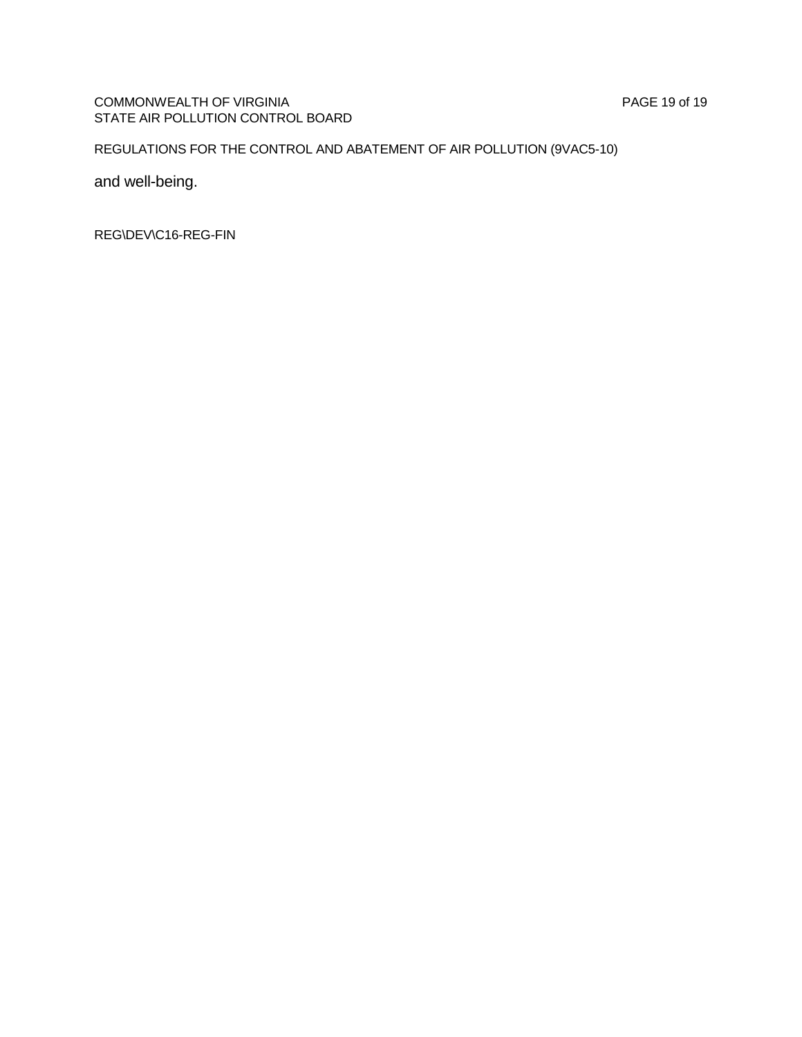and well-being.

REG\DEV\C16-REG-FIN